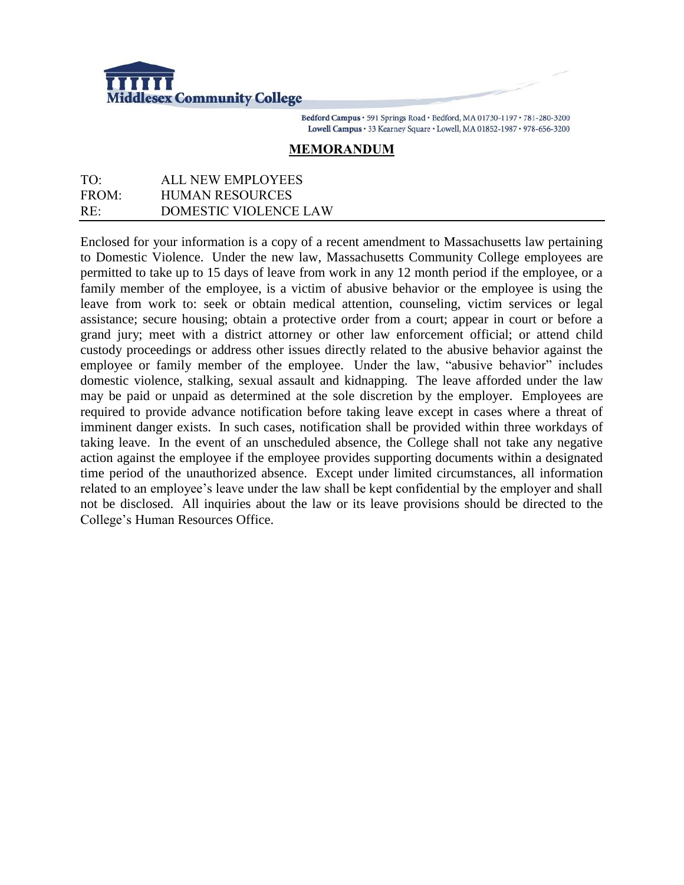**Middlesex Community College**

Bedford Campus • 591 Springs Road • Bedford, MA 01730-1197 • 781-280-3200
Lowell Campus • 33 Kearney Square • Lowell, MA 01852-1987 • 978-656-3200

## MEMORANDUM

TO: ALL NEW EMPLOYEES
FROM: HUMAN RESOURCES
RE: DOMESTIC VIOLENCE LAW

---

Enclosed for your information is a copy of a recent amendment to Massachusetts law pertaining to Domestic Violence. Under the new law, Massachusetts Community College employees are permitted to take up to 15 days of leave from work in any 12 month period if the employee, or a family member of the employee, is a victim of abusive behavior or the employee is using the leave from work to: seek or obtain medical attention, counseling, victim services or legal assistance; secure housing; obtain a protective order from a court; appear in court or before a grand jury; meet with a district attorney or other law enforcement official; or attend child custody proceedings or address other issues directly related to the abusive behavior against the employee or family member of the employee. Under the law, "abusive behavior" includes domestic violence, stalking, sexual assault and kidnapping. The leave afforded under the law may be paid or unpaid as determined at the sole discretion by the employer. Employees are required to provide advance notification before taking leave except in cases where a threat of imminent danger exists. In such cases, notification shall be provided within three workdays of taking leave. In the event of an unscheduled absence, the College shall not take any negative action against the employee if the employee provides supporting documents within a designated time period of the unauthorized absence. Except under limited circumstances, all information related to an employee's leave under the law shall be kept confidential by the employer and shall not be disclosed. All inquiries about the law or its leave provisions should be directed to the College's Human Resources Office.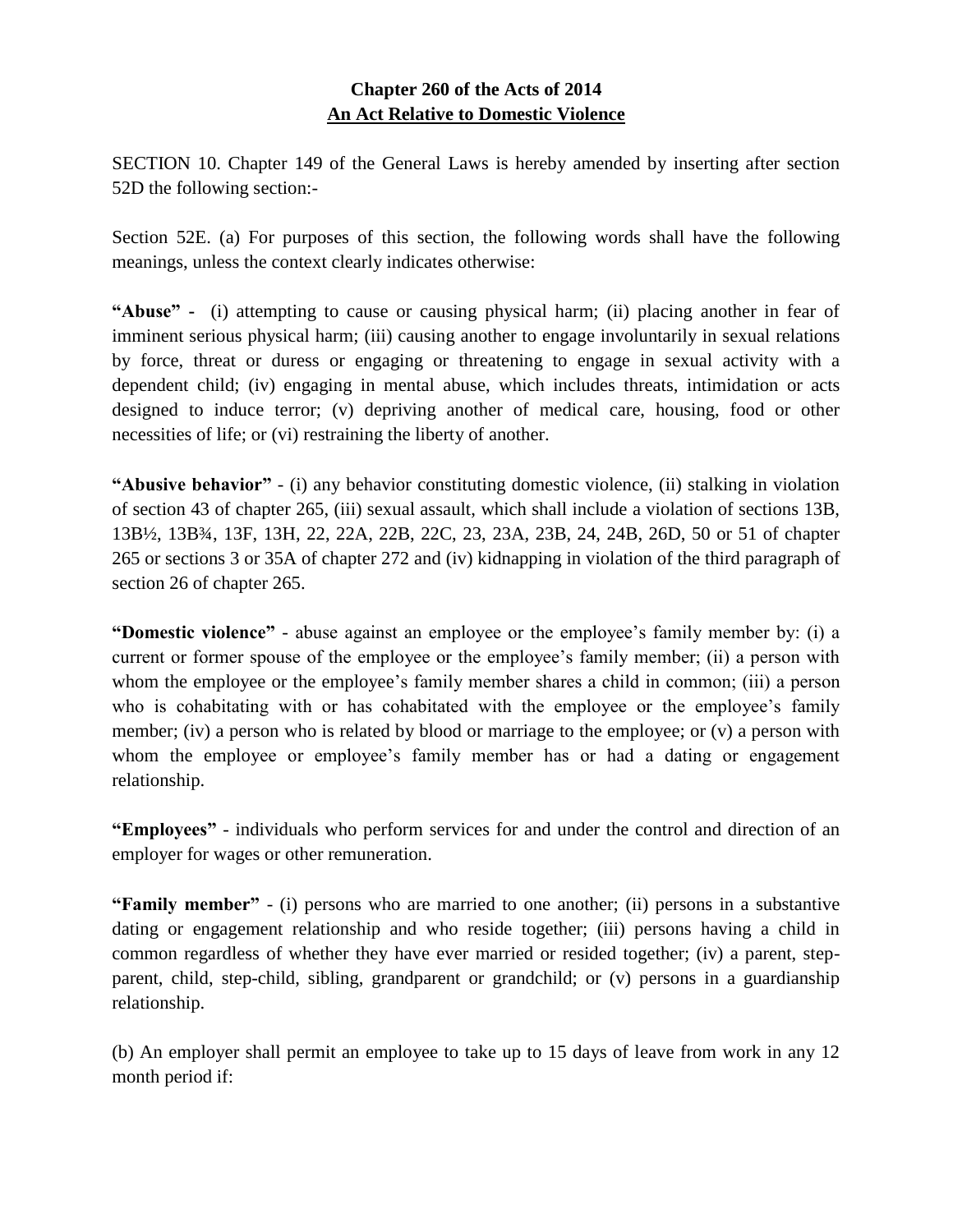**Chapter 260 of the Acts of 2014**
**An Act Relative to Domestic Violence**

SECTION 10. Chapter 149 of the General Laws is hereby amended by inserting after section 52D the following section:-

Section 52E. (a) For purposes of this section, the following words shall have the following meanings, unless the context clearly indicates otherwise:

**"Abuse"** - (i) attempting to cause or causing physical harm; (ii) placing another in fear of imminent serious physical harm; (iii) causing another to engage involuntarily in sexual relations by force, threat or duress or engaging or threatening to engage in sexual activity with a dependent child; (iv) engaging in mental abuse, which includes threats, intimidation or acts designed to induce terror; (v) depriving another of medical care, housing, food or other necessities of life; or (vi) restraining the liberty of another.

**"Abusive behavior"** - (i) any behavior constituting domestic violence, (ii) stalking in violation of section 43 of chapter 265, (iii) sexual assault, which shall include a violation of sections 13B, 13B½, 13B¾, 13F, 13H, 22, 22A, 22B, 22C, 23, 23A, 23B, 24, 24B, 26D, 50 or 51 of chapter 265 or sections 3 or 35A of chapter 272 and (iv) kidnapping in violation of the third paragraph of section 26 of chapter 265.

**"Domestic violence"** - abuse against an employee or the employee's family member by: (i) a current or former spouse of the employee or the employee's family member; (ii) a person with whom the employee or the employee's family member shares a child in common; (iii) a person who is cohabitating with or has cohabitated with the employee or the employee's family member; (iv) a person who is related by blood or marriage to the employee; or (v) a person with whom the employee or employee's family member has or had a dating or engagement relationship.

**"Employees"** - individuals who perform services for and under the control and direction of an employer for wages or other remuneration.

**"Family member"** - (i) persons who are married to one another; (ii) persons in a substantive dating or engagement relationship and who reside together; (iii) persons having a child in common regardless of whether they have ever married or resided together; (iv) a parent, step-parent, child, step-child, sibling, grandparent or grandchild; or (v) persons in a guardianship relationship.

(b) An employer shall permit an employee to take up to 15 days of leave from work in any 12 month period if: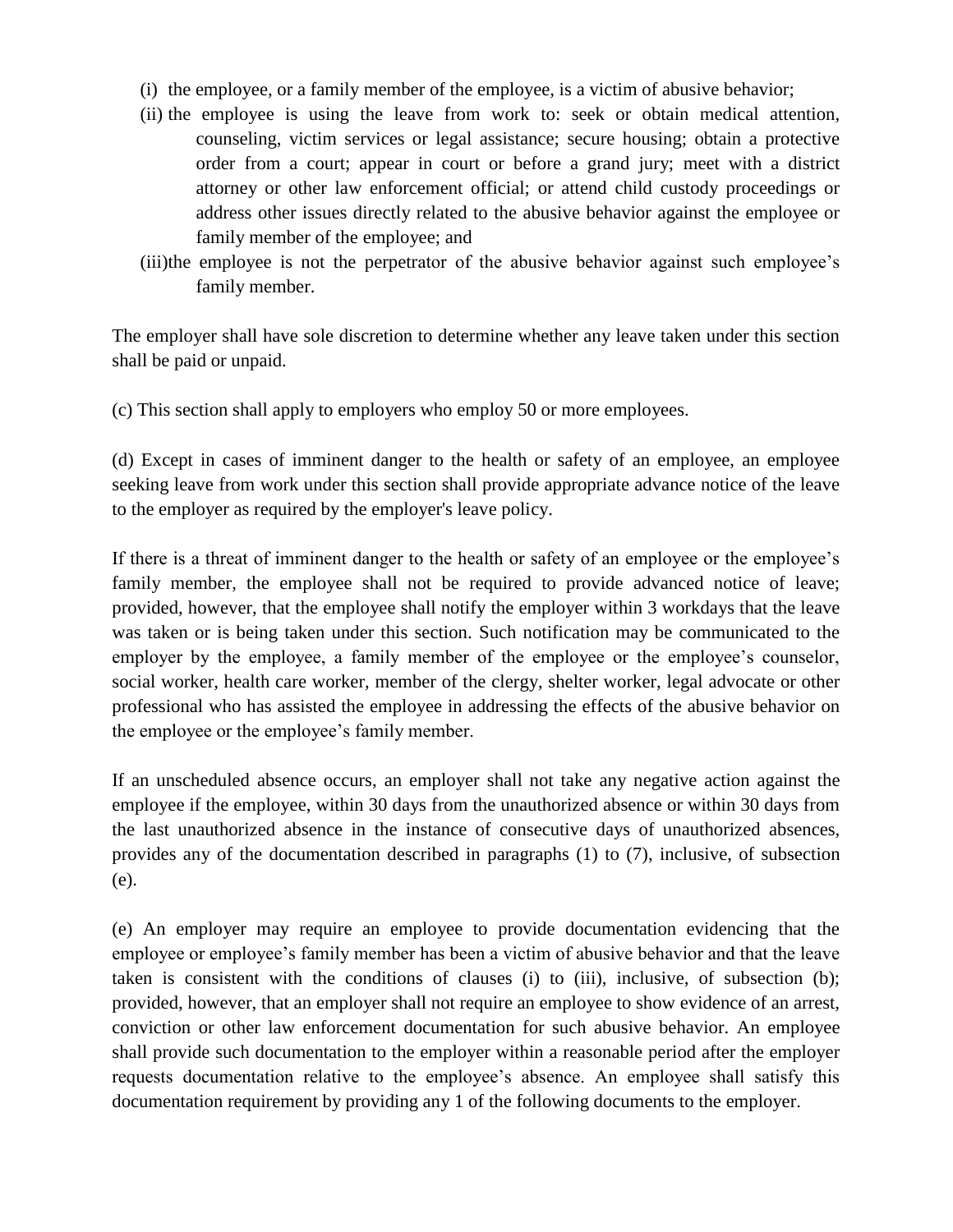(i) the employee, or a family member of the employee, is a victim of abusive behavior;

(ii) the employee is using the leave from work to: seek or obtain medical attention, counseling, victim services or legal assistance; secure housing; obtain a protective order from a court; appear in court or before a grand jury; meet with a district attorney or other law enforcement official; or attend child custody proceedings or address other issues directly related to the abusive behavior against the employee or family member of the employee; and

(iii) the employee is not the perpetrator of the abusive behavior against such employee's family member.

The employer shall have sole discretion to determine whether any leave taken under this section shall be paid or unpaid.

(c) This section shall apply to employers who employ 50 or more employees.

(d) Except in cases of imminent danger to the health or safety of an employee, an employee seeking leave from work under this section shall provide appropriate advance notice of the leave to the employer as required by the employer's leave policy.

If there is a threat of imminent danger to the health or safety of an employee or the employee's family member, the employee shall not be required to provide advanced notice of leave; provided, however, that the employee shall notify the employer within 3 workdays that the leave was taken or is being taken under this section. Such notification may be communicated to the employer by the employee, a family member of the employee or the employee's counselor, social worker, health care worker, member of the clergy, shelter worker, legal advocate or other professional who has assisted the employee in addressing the effects of the abusive behavior on the employee or the employee's family member.

If an unscheduled absence occurs, an employer shall not take any negative action against the employee if the employee, within 30 days from the unauthorized absence or within 30 days from the last unauthorized absence in the instance of consecutive days of unauthorized absences, provides any of the documentation described in paragraphs (1) to (7), inclusive, of subsection (e).

(e) An employer may require an employee to provide documentation evidencing that the employee or employee's family member has been a victim of abusive behavior and that the leave taken is consistent with the conditions of clauses (i) to (iii), inclusive, of subsection (b); provided, however, that an employer shall not require an employee to show evidence of an arrest, conviction or other law enforcement documentation for such abusive behavior. An employee shall provide such documentation to the employer within a reasonable period after the employer requests documentation relative to the employee's absence. An employee shall satisfy this documentation requirement by providing any 1 of the following documents to the employer.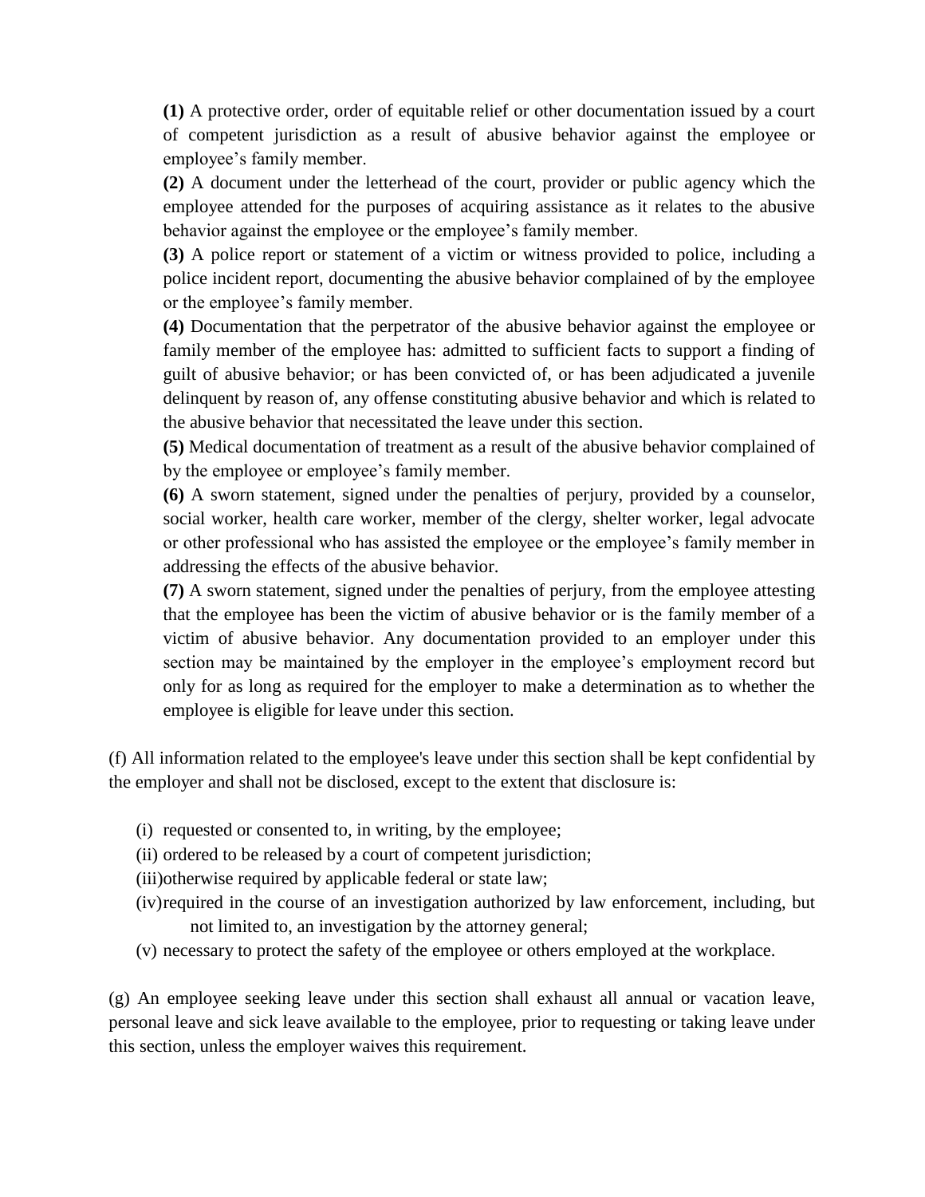**(1)** A protective order, order of equitable relief or other documentation issued by a court of competent jurisdiction as a result of abusive behavior against the employee or employee's family member.

**(2)** A document under the letterhead of the court, provider or public agency which the employee attended for the purposes of acquiring assistance as it relates to the abusive behavior against the employee or the employee's family member.

**(3)** A police report or statement of a victim or witness provided to police, including a police incident report, documenting the abusive behavior complained of by the employee or the employee's family member.

**(4)** Documentation that the perpetrator of the abusive behavior against the employee or family member of the employee has: admitted to sufficient facts to support a finding of guilt of abusive behavior; or has been convicted of, or has been adjudicated a juvenile delinquent by reason of, any offense constituting abusive behavior and which is related to the abusive behavior that necessitated the leave under this section.

**(5)** Medical documentation of treatment as a result of the abusive behavior complained of by the employee or employee's family member.

**(6)** A sworn statement, signed under the penalties of perjury, provided by a counselor, social worker, health care worker, member of the clergy, shelter worker, legal advocate or other professional who has assisted the employee or the employee's family member in addressing the effects of the abusive behavior.

**(7)** A sworn statement, signed under the penalties of perjury, from the employee attesting that the employee has been the victim of abusive behavior or is the family member of a victim of abusive behavior. Any documentation provided to an employer under this section may be maintained by the employer in the employee's employment record but only for as long as required for the employer to make a determination as to whether the employee is eligible for leave under this section.

(f) All information related to the employee's leave under this section shall be kept confidential by the employer and shall not be disclosed, except to the extent that disclosure is:

(i) requested or consented to, in writing, by the employee;
(ii) ordered to be released by a court of competent jurisdiction;
(iii) otherwise required by applicable federal or state law;
(iv) required in the course of an investigation authorized by law enforcement, including, but not limited to, an investigation by the attorney general;
(v) necessary to protect the safety of the employee or others employed at the workplace.

(g) An employee seeking leave under this section shall exhaust all annual or vacation leave, personal leave and sick leave available to the employee, prior to requesting or taking leave under this section, unless the employer waives this requirement.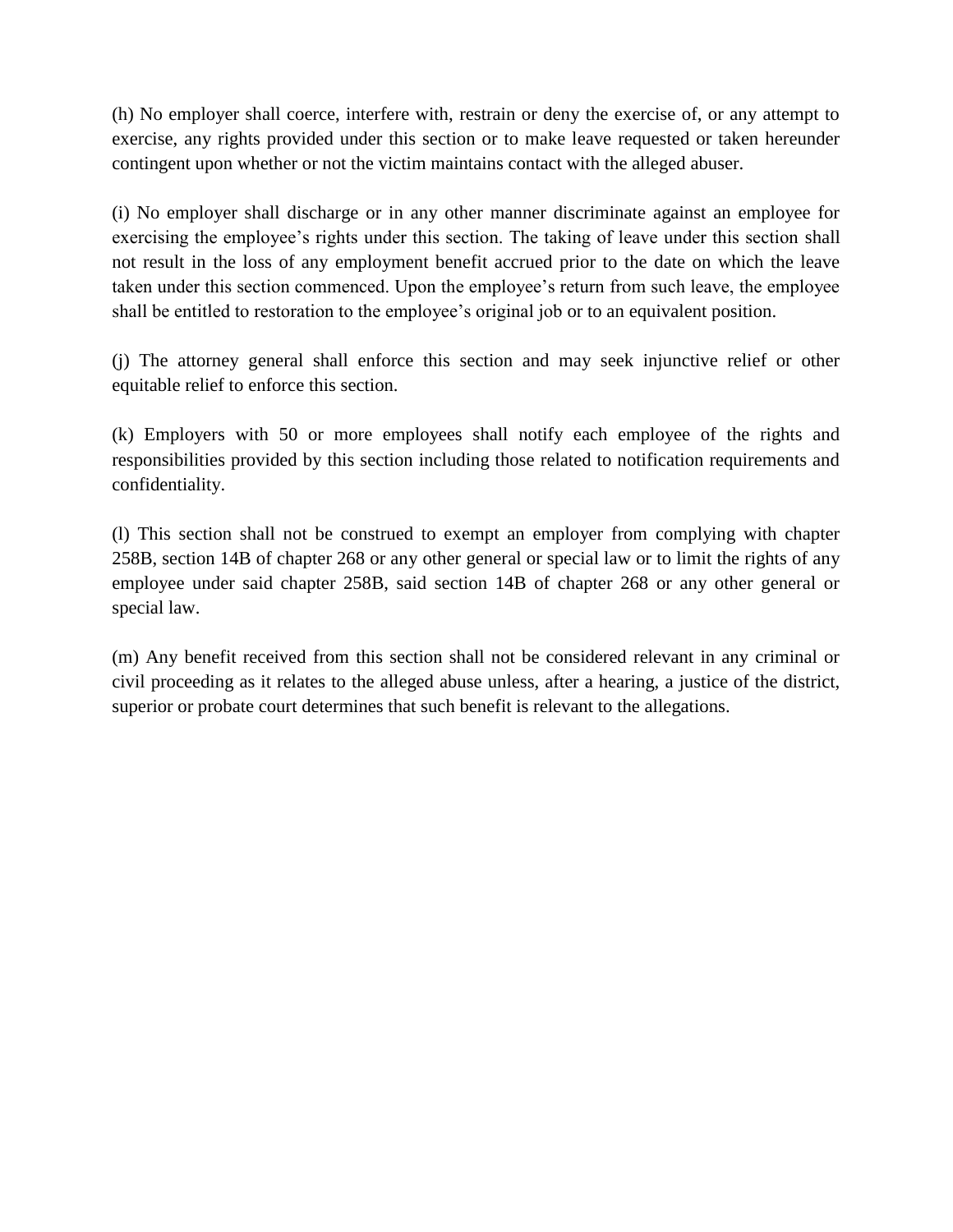(h) No employer shall coerce, interfere with, restrain or deny the exercise of, or any attempt to exercise, any rights provided under this section or to make leave requested or taken hereunder contingent upon whether or not the victim maintains contact with the alleged abuser.

(i) No employer shall discharge or in any other manner discriminate against an employee for exercising the employee's rights under this section. The taking of leave under this section shall not result in the loss of any employment benefit accrued prior to the date on which the leave taken under this section commenced. Upon the employee's return from such leave, the employee shall be entitled to restoration to the employee's original job or to an equivalent position.

(j) The attorney general shall enforce this section and may seek injunctive relief or other equitable relief to enforce this section.

(k) Employers with 50 or more employees shall notify each employee of the rights and responsibilities provided by this section including those related to notification requirements and confidentiality.

(l) This section shall not be construed to exempt an employer from complying with chapter 258B, section 14B of chapter 268 or any other general or special law or to limit the rights of any employee under said chapter 258B, said section 14B of chapter 268 or any other general or special law.

(m) Any benefit received from this section shall not be considered relevant in any criminal or civil proceeding as it relates to the alleged abuse unless, after a hearing, a justice of the district, superior or probate court determines that such benefit is relevant to the allegations.